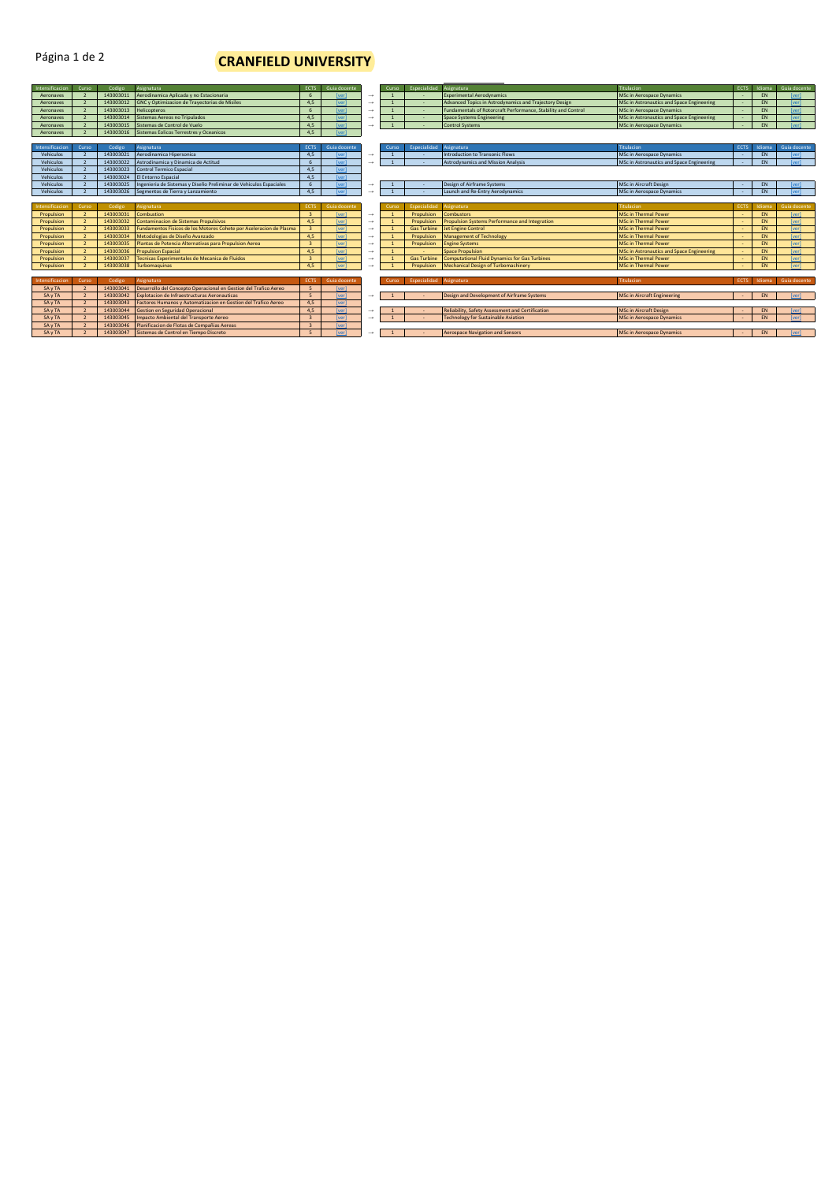# CRANFIELD UNIVERSITY

| Intensificacion | Curso | Codigo | Asignatura | ECTS | Guia docente | | Curso | Especialidad | Asignatura | Titulacion | ECTS | Idioma | Guia docente |
|---|---|---|---|---|---|---|---|---|---|---|---|---|---|
| Aeronaves | 2 | 143003011 | Aerodinamica Aplicada y no Estacionaria | 6 | ver | → | 1 | - | Experimental Aerodynamics | MSc in Aerospace Dynamics | - | EN | ver |
| Aeronaves | 2 | 143003012 | GNC y Optimizacion de Trayectorias de Misiles | 4,5 | ver | → | 1 | - | Advanced Topics in Astrodynamics and Trajectory Design | MSc in Astronautics and Space Engineering | - | EN | ver |
| Aeronaves | 2 | 143003013 | Helicopteros | 6 | ver | → | 1 | - | Fundamentals of Rotorcraft Performance, Stability and Control | MSc in Aerospace Dynamics | - | EN | ver |
| Aeronaves | 2 | 143003014 | Sistemas Aereos no Tripulados | 4,5 | ver | → | 1 | - | Space Systems Engineering | MSc in Astronautics and Space Engineering | - | EN | ver |
| Aeronaves | 2 | 143003015 | Sistemas de Control de Vuelo | 4,5 | ver | → | 1 | - | Control Systems | MSc in Aerospace Dynamics | - | EN | ver |
| Aeronaves | 2 | 143003016 | Sistemas Eolicos Terrestres y Oceanicos | 4,5 | ver | | | | | | | | |

| Intensificacion | Curso | Codigo | Asignatura | ECTS | Guia docente | | Curso | Especialidad | Asignatura | Titulacion | ECTS | Idioma | Guia docente |
|---|---|---|---|---|---|---|---|---|---|---|---|---|---|
| Vehiculos | 2 | 143003021 | Aerodinamica Hipersonica | 4,5 | ver | → | 1 | - | Introduction to Transonic Flows | MSc in Aerospace Dynamics | - | EN | ver |
| Vehiculos | 2 | 143003022 | Astrodinamica y Dinamica de Actitud | 6 | ver | → | 1 | - | Astrodynamics and Mission Analysis | MSc in Astronautics and Space Engineering | - | EN | ver |
| Vehiculos | 2 | 143003023 | Control Termico Espacial | 4,5 | ver | | | | | | | | |
| Vehiculos | 2 | 143003024 | El Entorno Espacial | 4,5 | ver | | | | | | | | |
| Vehiculos | 2 | 143003025 | Ingenieria de Sistemas y Diseño Preliminar de Vehiculos Espaciales | 6 | ver | → | 1 | - | Design of Airframe Systems | MSc in Aircraft Design | - | EN | ver |
| Vehiculos | 2 | 143003026 | Segmentos de Tierra y Lanzamiento | 4,5 | ver | → | 1 | - | Launch and Re-Entry Aerodynamics | MSc in Aerospace Dynamics | - | EN | ver |

| Intensificacion | Curso | Codigo | Asignatura | ECTS | Guia docente | | Curso | Especialidad | Asignatura | Titulacion | ECTS | Idioma | Guia docente |
|---|---|---|---|---|---|---|---|---|---|---|---|---|---|
| Propulsion | 2 | 143003031 | Combustion | 3 | ver | → | 1 | Propulsion | Combustors | MSc in Thermal Power | - | EN | ver |
| Propulsion | 2 | 143003032 | Contaminacion de Sistemas Propulsivos | 4,5 | ver | → | 1 | Propulsion | Propulsion Systems Performance and Integration | MSc in Thermal Power | - | EN | ver |
| Propulsion | 2 | 143003033 | Fundamentos Fisicos de los Motores Cohete por Aceleracion de Plasma | 3 | ver | → | 1 | Gas Turbine | Jet Engine Control | MSc in Thermal Power | - | EN | ver |
| Propulsion | 2 | 143003034 | Metodologias de Diseño Avanzado | 4,5 | ver | → | 1 | Propulsion | Management of Technology | MSc in Thermal Power | - | EN | ver |
| Propulsion | 2 | 143003035 | Plantas de Potencia Alternativas para Propulsion Aerea | 3 | ver | → | 1 | Propulsion | Engine Systems | MSc in Thermal Power | - | EN | ver |
| Propulsion | 2 | 143003036 | Propulsion Espacial | 4,5 | ver | → | 1 | - | Space Propulsion | MSc in Astronautics and Space Engineering | - | EN | ver |
| Propulsion | 2 | 143003037 | Tecnicas Experimentales de Mecanica de Fluidos | 3 | ver | → | 1 | Gas Turbine | Computational Fluid Dynamics for Gas Turbines | MSc in Thermal Power | - | EN | ver |
| Propulsion | 2 | 143003038 | Turbomaquinas | 4,5 | ver | → | 1 | Propulsion | Mechanical Design of Turbomachinery | MSc in Thermal Power | - | EN | ver |

| Intensificacion | Curso | Codigo | Asignatura | ECTS | Guia docente | | Curso | Especialidad | Asignatura | Titulacion | ECTS | Idioma | Guia docente |
|---|---|---|---|---|---|---|---|---|---|---|---|---|---|
| SA y TA | 2 | 143003041 | Desarrollo del Concepto Operacional en Gestion del Trafico Aereo | 5 | ver | | | | | | | | |
| SA y TA | 2 | 143003042 | Explotacion de Infraestructuras Aeronauticas | 5 | ver | → | 1 | - | Design and Development of Airframe Systems | MSc in Aircraft Engineering | - | EN | ver |
| SA y TA | 2 | 143003043 | Factores Humanos y Automatizacion en Gestion del Trafico Aereo | 4,5 | ver | | | | | | | | |
| SA y TA | 2 | 143003044 | Gestion en Seguridad Operacional | 4,5 | ver | → | 1 | - | Reliability, Safety Assessment and Certification | MSc in Aircraft Design | - | EN | ver |
| SA y TA | 2 | 143003045 | Impacto Ambiental del Transporte Aereo | 3 | ver | → | 1 | - | Technology for Sustainable Aviation | MSc in Aerospace Dynamics | - | EN | ver |
| SA y TA | 2 | 143003046 | Planificacion de Flotas de Compañias Aereas | 3 | ver | | | | | | | | |
| SA y TA | 2 | 143003047 | Sistemas de Control en Tiempo Discreto | 5 | ver | → | 1 | - | Aerospace Navigation and Sensors | MSc in Aerospace Dynamics | - | EN | ver |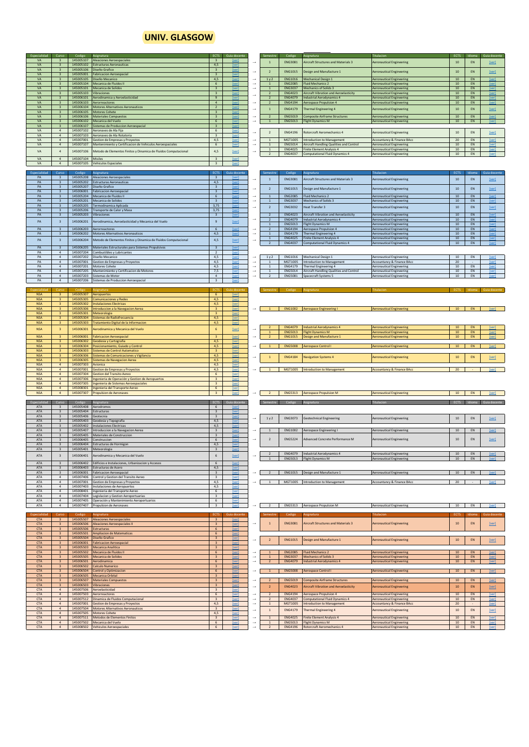# UNIV. GLASGOW

| Especialidad | Curso | Codigo | Asignatura | ECTS | Guia docente | | Semestre | Codigo | Asignatura | Titulacion | ECTS | Idioma | Guia docente |
|---|---|---|---|---|---|---|---|---|---|---|---|---|---|
| VA | 3 | 145005107 | Aleaciones Aeroespaciales | 3 | [ver] | → | 1 | ENG3081 | Aircraft Structures and Materials 3 | Aeronautical Engineering | 10 | EN | [ver] |
| VA | 3 | 145005102 | Estructuras Aeronauticas | 4,5 | [ver] | | | | | | | | |
| VA | 3 | 145005106 | Diseño Grafico | 3 | [ver] | → | 2 | ENG1015 | Design and Manufacture 1 | Aeronautical Engineering | 10 | EN | [ver] |
| VA | 3 | 145005001 | Fabricacion Aeroespacial | 3 | [ver] | | | | | | | | |
| VA | 3 | 145005105 | Diseño Mecanico | 4,5 | [ver] | → | 1 y 2 | ENG1016 | Mechanical Design 1 | Aeronautical Engineering | 10 | EN | [ver] |
| VA | 3 | 145005104 | Mecanica de Fluidos II | 6 | [ver] | → | 1 | ENG2085 | Fluid Mechanics 2 | Aeronautical Engineering | 10 | EN | [ver] |
| VA | 3 | 145005101 | Mecanica de Solidos | 6 | [ver] | → | 1 | ENG3037 | Mechanics of Solids 3 | Aeronautical Engineering | 10 | EN | [ver] |
| VA | 3 | 145005103 | Vibraciones | 3 | [ver] | → | 2 | ENG4023 | Aircraft Vibration and Aeroelasticity | Aeronautical Engineering | 10 | EN | [ver] |
| VA | 3 | 145006101 | Aerodinamica y Aeroelasticidad | 9 | [ver] | → | 2 | ENG4079 | Industrial Aerodynamics 4 | Aeronautical Engineering | 10 | EN | [ver] |
| VA | 3 | 145006103 | Aerorreactores | 4 | [ver] | → | 2 | ENG4194 | Aerospace Propulsion 4 | Aeronautical Engineering | 10 | EN | [ver] |
| VA | 3 | 145006104 | Motores Alternativos Aeronauticos | 2 | [ver] | → | 1 | ENG4179 | Thermal Engineering 4 | Aeronautical Engineering | 10 | EN | [ver] |
| VA | 3 | 145006105 | Motores Cohete | 3 | [ver] | | | | | | | | |
| VA | 3 | 145006106 | Materiales Compuestos | 3 | [ver] | → | 2 | ENG5019 | Composite Airframe Structures | Aeronautical Engineering | 10 | EN | [ver] |
| VA | 3 | 145006102 | Mecanica del Vuelo | 6 | [ver] | → | 1 | ENG5013 | Flight Dynamics M | Aeronautical Engineering | 10 | EN | [ver] |
| VA | 3 | 145006107 | Sistemas de Produccion Aeroespacial | 3 | [ver] | | | | | | | | |
| VA | 4 | 145007102 | Aeronaves de Ala Fija | 6 | [ver] | → | 2 | ENG4196 | Rotorcraft Aeromechanics 4 | Aeronautical Engineering | 10 | EN | [ver] |
| VA | 4 | 145007103 | Aeronaves de Ala Rotatoria | 3 | [ver] | | | | | | | | |
| VA | 4 | 145007001 | Gestion de Empresas y Proyectos | 4,5 | [ver] | → | 1 | MGT1005 | Introduction to Management | Accountancy & Finance BAcc | 20 | EN | [ver] |
| VA | 4 | 145007107 | Mantenimiento y Certificacion de Vehiculos Aeroespaciales | 6 | [ver] | → | 1 | ENG5014 | Aircraft Handling Qualities and Control | Aeronautical Engineering | 10 | EN | [ver] |
| VA | 4 | 145007106 | Metodo de Elementos Finitos y Dinamica de Fluidos Computacional | 4,5 | [ver] | → | 1 | ENG4025 | Finite Element Analysis 4 | Aeronautical Engineering | 10 | EN | [ver] |
| | | | | | | | 2 | ENG4037 | Computational Fluid Dynamics 4 | Aeronautical Engineering | 10 | EN | [ver] |
| VA | 4 | 145007104 | Misiles | 3 | [ver] | | | | | | | | |
| VA | 4 | 145007105 | Vehiculos Espaciales | 3 | [ver] | | | | | | | | |

| Especialidad | Curso | Codigo | Asignatura | ECTS | Guia docente | | Semestre | Codigo | Asignatura | Titulacion | ECTS | Idioma | Guia docente |
|---|---|---|---|---|---|---|---|---|---|---|---|---|---|
| PA | 3 | 145005208 | Aleaciones Aeroespaciales | 3 | [ver] | → | 1 | ENG3081 | Aircraft Structures and Materials 3 | Aeronautical Engineering | 10 | EN | [ver] |
| PA | 3 | 145005202 | Estructuras Aeronauticas | 4,5 | [ver] | | | | | | | | |
| PA | 3 | 145005207 | Diseño Grafico | 3 | [ver] | → | 2 | ENG1015 | Design and Manufacture 1 | Aeronautical Engineering | 10 | EN | [ver] |
| PA | 3 | 145006001 | Fabricacion Aeroespacial | 3 | [ver] | | | | | | | | |
| PA | 3 | 145005204 | Mecanica de Fluidos II | 6 | [ver] | → | 1 | ENG2085 | Fluid Mechanics 2 | Aeronautical Engineering | 10 | EN | [ver] |
| PA | 3 | 145005201 | Mecanica de Solidos | 3 | [ver] | → | 1 | ENG3037 | Mechanics of Solids 3 | Aeronautical Engineering | 10 | EN | [ver] |
| PA | 3 | 145005205 | Termodinamica Aplicada | 3,75 | [ver] | → | 2 | ENG3032 | Heat Transfer 3 | Aeronautical Engineering | 10 | EN | [ver] |
| PA | 3 | 145005206 | Transporte de Calor y Masa | 3,75 | [ver] | | | | | | | | |
| PA | 3 | 145005203 | Vibraciones | 3 | [ver] | → | 2 | ENG4023 | Aircraft Vibration and Aeroelasticity | Aeronautical Engineering | 10 | EN | [ver] |
| PA | 3 | 145006201 | Aerodinamica, Aeroelasticidad y Mecanica del Vuelo | 9 | [ver] | → | 2 | ENG4079 | Industrial Aerodynamics 4 | Aeronautical Engineering | 10 | EN | [ver] |
| | | | | | | | 1 | ENG5013 | Flight Dynamics M | Aeronautical Engineering | 10 | EN | [ver] |
| PA | 3 | 145006203 | Aerorreactores | 6 | [ver] | → | 2 | ENG4194 | Aerospace Propulsion 4 | Aeronautical Engineering | 10 | EN | [ver] |
| PA | 3 | 145006202 | Motores Alternativos Aeronauticos | 4,5 | [ver] | → | 1 | ENG4179 | Thermal Engineering 4 | Aeronautical Engineering | 10 | EN | [ver] |
| PA | 3 | 145006204 | Metodo de Elementos Finitos y Dinamica de Fluidos Computacional | 4,5 | [ver] | → | 1 | ENG4025 | Finite Element Analysis 4 | Aeronautical Engineering | 10 | EN | [ver] |
| | | | | | | | 2 | ENG4037 | Computational Fluid Dynamics 4 | Aeronautical Engineering | 10 | EN | [ver] |
| PA | 3 | 145006205 | Materiales Estructurales para Sistemas Propulsivos | 3 | [ver] | | | | | | | | |
| PA | 4 | 145007204 | Combustibles y Lubricantes | 2 | [ver] | | | | | | | | |
| PA | 4 | 145007202 | Diseño Mecanico | 4,5 | [ver] | → | 1 y 2 | ENG1016 | Mechanical Design 1 | Aeronautical Engineering | 10 | EN | [ver] |
| PA | 4 | 145007001 | Gestion de Empresas y Proyectos | 4,5 | [ver] | → | 1 | MGT1005 | Introduction to Management | Accountancy & Finance BAcc | 20 | - | [ver] |
| PA | 4 | 145007201 | Motores Cohete | 4,5 | [ver] | → | 1 | ENG4179 | Thermal Engineering 4 | Aeronautical Engineering | 10 | EN | [ver] |
| PA | 4 | 145007205 | Mantenimiento y Certificacion de Motores | 7,5 | [ver] | → | 1 | ENG5014 | Aircraft Handling Qualities and Control | Aeronautical Engineering | 10 | EN | [ver] |
| PA | 4 | 145007203 | Sistemas de Motor | 4 | [ver] | → | 2 | ENG5081 | Spacecraft Systems 5 | Aeronautical Engineering | 10 | EN | [ver] |
| PA | 4 | 145007206 | Sistemas de Produccion Aeroespacial | 3 | [ver] | | | | | | | | |

| Especialidad | Curso | Codigo | Asignatura | ECTS | Guia docente | | Semestre | Codigo | Asignatura | Titulacion | ECTS | Idioma | Guia docente |
|---|---|---|---|---|---|---|---|---|---|---|---|---|---|
| NSA | 3 | 145005307 | Aeropuertos | 6 | [ver] | | | | | | | | |
| NSA | 3 | 145005305 | Comunicaciones y Redes | 4,5 | [ver] | | | | | | | | |
| NSA | 3 | 145005302 | Instalaciones Electricas | 4,5 | [ver] | | | | | | | | |
| NSA | 3 | 145005306 | Introduccion a la Navegacion Aerea | 3 | [ver] | → | 1 | ENG1002 | Aerospace Engineering I | Aeronautical Engineering | 10 | EN | [ver] |
| NSA | 3 | 145005301 | Meteorologia | 3 | [ver] | | | | | | | | |
| NSA | 3 | 145005304 | Sistemas de Radiofrecuencia | 4,5 | [ver] | | | | | | | | |
| NSA | 3 | 145005303 | Tratamiento Digital de la Informacion | 4,5 | [ver] | | | | | | | | |
| NSA | 3 | 145006301 | Aerodinamica y Mecanica del Vuelo | 6 | [ver] | → | 2 | ENG4079 | Industrial Aerodynamics 4 | Aeronautical Engineering | 10 | EN | [ver] |
| | | | | | | | 1 | ENG5013 | Flight Dynamics M | Aeronautical Engineering | 10 | EN | [ver] |
| NSA | 3 | 145006001 | Fabricacion Aeroespacial | 3 | [ver] | → | 2 | ENG1015 | Design and Manufacture 1 | Aeronautical Engineering | 10 | EN | [ver] |
| NSA | 3 | 145006302 | Geodesia y Cartografia | 4,5 | [ver] | | | | | | | | |
| NSA | 3 | 145006304 | Posicionamiento, Guiado y Control | 4,5 | [ver] | → | 1 | ENG5008 | Aerospace Control I | Aeronautical Engineering | 10 | EN | [ver] |
| NSA | 3 | 145006303 | Sistemas de Control Automatico | 3 | [ver] | | | | | | | | |
| NSA | 3 | 145006306 | Sistemas de Comunicaciones y Vigilancia | 4,5 | [ver] | → | 1 | ENG4184 | Navigation Systems 4 | Aeronautical Engineering | 10 | EN | [ver] |
| NSA | 3 | 145006305 | Sistemas de Navegacion Aerea | 4,5 | [ver] | | | | | | | | |
| NSA | 4 | 145007303 | Avionica | 4,5 | [ver] | | | | | | | | |
| NSA | 4 | 145007001 | Gestion de Empresas y Proyectos | 4,5 | [ver] | → | 1 | MGT1005 | Introduction to Management | Accountancy & Finance BAcc | 20 | - | [ver] |
| NSA | 4 | 145007304 | Gestion del Transito Aereo | 6 | [ver] | | | | | | | | |
| NSA | 4 | 145007306 | Ingenieria de Operación y Gestion de Aeropuertos | 3 | [ver] | | | | | | | | |
| NSA | 4 | 145007305 | Ingenieria de Sistemas Aeroespaciales | 3 | [ver] | | | | | | | | |
| NSA | 4 | 145008301 | Ingenieria del Transporte Aereo | 6 | [ver] | | | | | | | | |
| NSA | 4 | 145007307 | Propulsion de Aeronaves | 3 | [ver] | → | 2 | ENG5313 | Aerospace Propulsion M | Aeronautical Engineering | 10 | EN | [ver] |

| Especialidad | Curso | Codigo | Asignatura | ECTS | Guia docente | | Semestre | Codigo | Asignatura | Titulacion | ECTS | Idioma | Guia docente |
|---|---|---|---|---|---|---|---|---|---|---|---|---|---|
| ATA | 3 | 145005408 | Aerodromos | 6 | [ver] | | | | | | | | |
| ATA | 3 | 145005404 | Estructuras | 3 | [ver] | | | | | | | | |
| ATA | 3 | 145005406 | Geotecnia | 3 | [ver] | → | 1 y 2 | ENG3073 | Geotechnical Engineering | Aeronautical Engineering | 10 | EN | [ver] |
| ATA | 3 | 145005403 | Geodesia y Topografia | 4,5 | [ver] | | | | | | | | |
| ATA | 3 | 145005402 | Instalaciones Electricas | 4,5 | [ver] | | | | | | | | |
| ATA | 3 | 145005407 | Introduccion a la Navegacion Aerea | 3 | [ver] | → | 1 | ENG1002 | Aerospace Engineering I | Aeronautical Engineering | 10 | EN | [ver] |
| ATA | 3 | 145005405 | Materiales de Construccion | 3 | [ver] | | | | | | | | |
| ATA | 3 | 145006405 | Construccion | 6 | [ver] | → | 2 | ENG5224 | Advanced Concrete Performance M | Aeronautical Engineering | 10 | EN | [ver] |
| ATA | 3 | 145006404 | Estructuras de Hormigon | 4,5 | [ver] | | | | | | | | |
| ATA | 3 | 145005401 | Meteorologia | 3 | [ver] | | | | | | | | |
| ATA | 3 | 145006401 | Aerodinamica y Mecanica del Vuelo | 6 | [ver] | → | 2 | ENG4079 | Industrial Aerodynamics 4 | Aeronautical Engineering | 10 | EN | [ver] |
| | | | | | | | 1 | ENG5013 | Flight Dynamics M | Aeronautical Engineering | 10 | EN | [ver] |
| ATA | 3 | 145006402 | Edificios e Instalaciones, Urbanizacion y Accesos | 6 | [ver] | | | | | | | | |
| ATA | 3 | 145006403 | Estructuras de Acero | 4,5 | [ver] | | | | | | | | |
| ATA | 3 | 145006001 | Fabricacion Aeroespacial | 3 | [ver] | → | 2 | ENG1015 | Design and Manufacture 1 | Aeronautical Engineering | 10 | EN | [ver] |
| ATA | 4 | 145007406 | Control y Gestion del Transito Aereo | 3 | [ver] | | | | | | | | |
| ATA | 4 | 145007001 | Gestion de Empresas y Proyectos | 4,5 | [ver] | → | 1 | MGT1005 | Introduction to Management | Accountancy & Finance BAcc | 20 | - | [ver] |
| ATA | 4 | 145007403 | Instalaciones de Aeropuertos | 4,5 | [ver] | | | | | | | | |
| ATA | 4 | 145008401 | Ingenieria del Transporte Aereo | 6 | [ver] | | | | | | | | |
| ATA | 4 | 145007404 | Legislacion y Gestion Aeroportuarias | 3 | [ver] | | | | | | | | |
| ATA | 4 | 145007405 | Operación y Mantenimiento Aeroportuarios | 6 | [ver] | | | | | | | | |
| ATA | 4 | 145007407 | Propulsion de Aeronaves | 3 | [ver] | → | 2 | ENG5313 | Aerospace Propulsion M | Aeronautical Engineering | 10 | EN | [ver] |

| Especialidad | Curso | Codigo | Asignatura | ECTS | Guia docente | | Semestre | Codigo | Asignatura | Titulacion | ECTS | Idioma | Guia docente |
|---|---|---|---|---|---|---|---|---|---|---|---|---|---|
| CTA | 3 | 145005507 | Aleaciones Aeroespaciales | 3 | [ver] | | | | | | | | |
| CTA | 3 | 145006506 | Aleaciones Aeroespaciales II | 3 | [ver] | → | 1 | ENG3081 | Aircraft Structures and Materials 3 | Aeronautical Engineering | 10 | EN | [ver] |
| CTA | 3 | 145005506 | Estructuras | 6 | [ver] | | | | | | | | |
| CTA | 3 | 145005501 | Ampliacion de Matematicas | 6 | [ver] | | | | | | | | |
| CTA | 3 | 145005504 | Diseño Grafico | 3 | [ver] | | | | | | | | |
| CTA | 3 | 145006001 | Fabricacion Aeroespacial | 3 | [ver] | → | 2 | ENG1015 | Design and Manufacture 1 | Aeronautical Engineering | 10 | EN | [ver] |
| CTA | 3 | 145005503 | Mecanica Analitica | 3 | [ver] | | | | | | | | |
| CTA | 3 | 145005502 | Mecanica de Fluidos II | 6 | [ver] | → | 1 | ENG2085 | Fluid Mechanics 2 | Aeronautical Engineering | 10 | EN | [ver] |
| CTA | 3 | 145005505 | Mecanica de Solidos | 3 | [ver] | → | 1 | ENG3037 | Mechanics of Solids 3 | Aeronautical Engineering | 10 | EN | [ver] |
| CTA | 3 | 145006501 | Aerodinamica | 6 | [ver] | → | 2 | ENG4079 | Industrial Aerodynamics 4 | Aeronautical Engineering | 10 | EN | [ver] |
| CTA | 3 | 145006502 | Calculo Numerico | 3 | [ver] | | | | | | | | |
| CTA | 3 | 145006504 | Control y Optimizacion | 6 | [ver] | → | 1 | ENG5008 | Aerospace Control I | Aeronautical Engineering | 10 | EN | [ver] |
| CTA | 3 | 145006505 | Mecanica Orbital | 3 | [ver] | | | | | | | | |
| CTA | 3 | 145006507 | Materiales Compuestos | 3 | [ver] | → | 2 | ENG5019 | Composite Airframe Structures | Aeronautical Engineering | 10 | EN | [ver] |
| CTA | 3 | 145006503 | Vibraciones | 3 | [ver] | → | 2 | ENG4023 | Aircraft Vibration and Aeroelasticity | Aeronautical Engineering | 10 | EN | [ver] |
| CTA | 4 | 145007506 | Aeroelasticidad | 3 | [ver] | | | | | | | | |
| CTA | 4 | 145007503 | Aerorreactores | 6 | [ver] | → | 2 | ENG4194 | Aerospace Propulsion 4 | Aeronautical Engineering | 10 | EN | [ver] |
| CTA | 4 | 145007512 | Dinamica de Fluidos Computacional | 3 | [ver] | → | 2 | ENG4037 | Computational Fluid Dynamics 4 | Aeronautical Engineering | 10 | EN | [ver] |
| CTA | 4 | 145007001 | Gestion de Empresas y Proyectos | 4,5 | [ver] | → | 1 | MGT1005 | Introduction to Management | Accountancy & Finance BAcc | 20 | - | [ver] |
| CTA | 4 | 145007504 | Motores Alternativos Aeronauticos | 3 | [ver] | → | 1 | ENG4179 | Thermal Engineering 4 | Aeronautical Engineering | 10 | EN | [ver] |
| CTA | 4 | 145007505 | Motores Cohete | 4,5 | [ver] | | | | | | | | |
| CTA | 4 | 145007511 | Metodos de Elementos Finitos | 3 | [ver] | → | 1 | ENG4025 | Finite Element Analysis 4 | Aeronautical Engineering | 10 | EN | [ver] |
| CTA | 4 | 145007502 | Mecanica del Vuelo | 6 | [ver] | → | 1 | ENG5013 | Flight Dynamics M | Aeronautical Engineering | 10 | EN | [ver] |
| CTA | 4 | 145008502 | Vehiculos Aeroespaciales | 6 | [ver] | → | 2 | ENG4196 | Rotorcraft Aeromechanics 4 | Aeronautical Engineering | 10 | EN | [ver] |